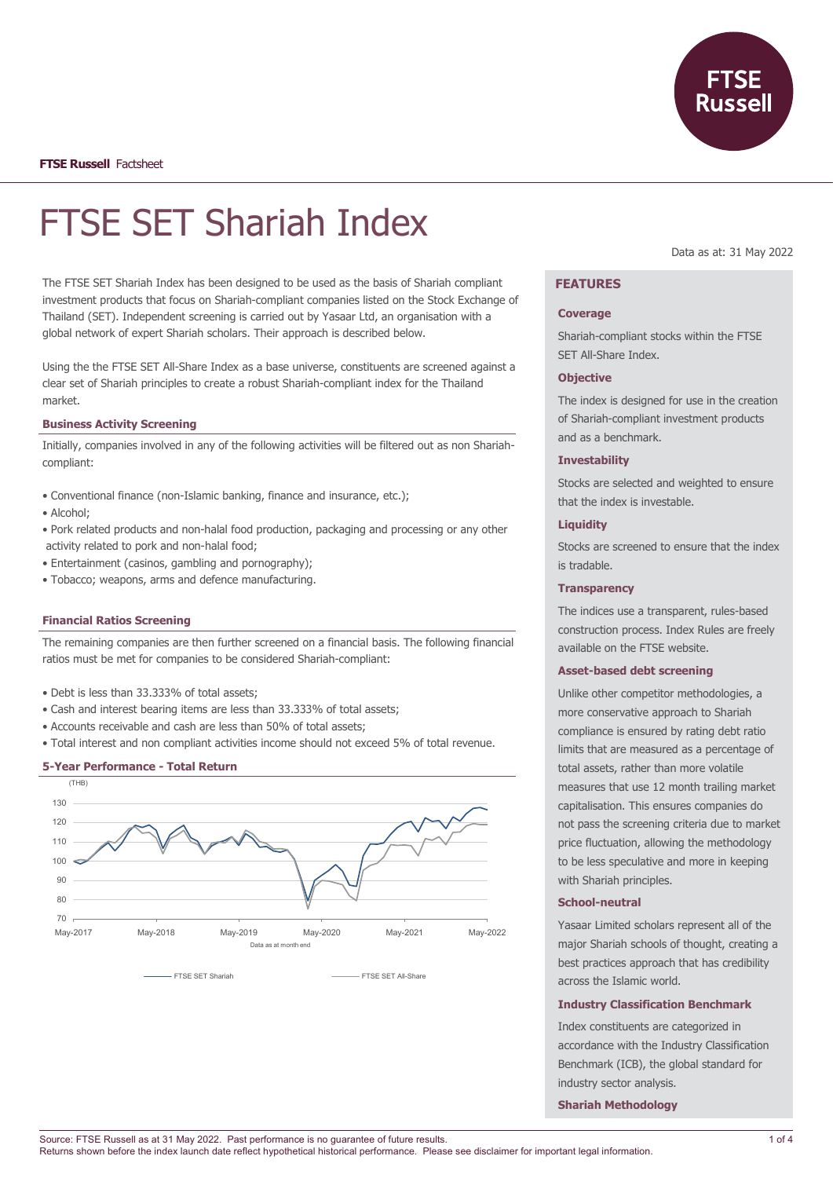FTSE Russell Factsheet

# FTSE SET Shariah Index

Data as at: 31 May 2022

The FTSE SET Shariah Index has been designed to be used as the basis of Shariah compliant investment products that focus on Shariah-compliant companies listed on the Stock Exchange of Thailand (SET). Independent screening is carried out by Yasaar Ltd, an organisation with a global network of expert Shariah scholars. Their approach is described below.

Using the the FTSE SET All-Share Index as a base universe, constituents are screened against a clear set of Shariah principles to create a robust Shariah-compliant index for the Thailand market.

### Business Activity Screening

Initially, companies involved in any of the following activities will be filtered out as non Shariah-compliant:

- Conventional finance (non-Islamic banking, finance and insurance, etc.);
- Alcohol;
- Pork related products and non-halal food production, packaging and processing or any other activity related to pork and non-halal food;
- Entertainment (casinos, gambling and pornography);
- Tobacco; weapons, arms and defence manufacturing.

### Financial Ratios Screening

The remaining companies are then further screened on a financial basis. The following financial ratios must be met for companies to be considered Shariah-compliant:

- Debt is less than 33.333% of total assets;
- Cash and interest bearing items are less than 33.333% of total assets;
- Accounts receivable and cash are less than 50% of total assets;
- Total interest and non compliant activities income should not exceed 5% of total revenue.

### 5-Year Performance - Total Return

(THB)

Data as at month end

FTSE SET Shariah — FTSE SET All-Share

## FEATURES

### Coverage

Shariah-compliant stocks within the FTSE SET All-Share Index.

### Objective

The index is designed for use in the creation of Shariah-compliant investment products and as a benchmark.

### Investability

Stocks are selected and weighted to ensure that the index is investable.

### Liquidity

Stocks are screened to ensure that the index is tradable.

### Transparency

The indices use a transparent, rules-based construction process. Index Rules are freely available on the FTSE website.

### Asset-based debt screening

Unlike other competitor methodologies, a more conservative approach to Shariah compliance is ensured by rating debt ratio limits that are measured as a percentage of total assets, rather than more volatile measures that use 12 month trailing market capitalisation. This ensures companies do not pass the screening criteria due to market price fluctuation, allowing the methodology to be less speculative and more in keeping with Shariah principles.

### School-neutral

Yasaar Limited scholars represent all of the major Shariah schools of thought, creating a best practices approach that has credibility across the Islamic world.

### Industry Classification Benchmark

Index constituents are categorized in accordance with the Industry Classification Benchmark (ICB), the global standard for industry sector analysis.

### Shariah Methodology

Source: FTSE Russell as at 31 May 2022. Past performance is no guarantee of future results.
Returns shown before the index launch date reflect hypothetical historical performance. Please see disclaimer for important legal information.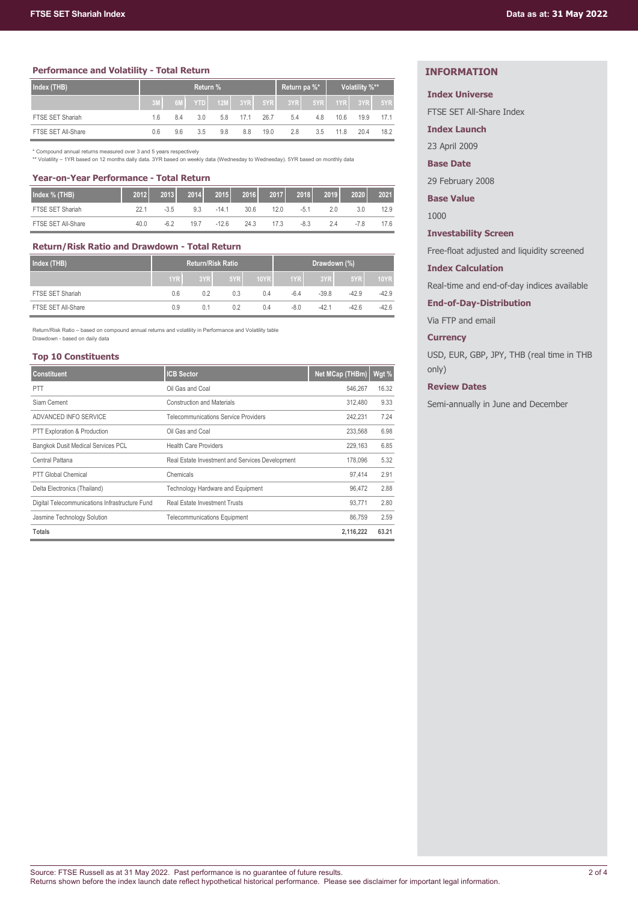## Performance and Volatility - Total Return

| Index (THB) | Return % | | | | | | Return pa %* | | Volatility %** | | |
|---|---|---|---|---|---|---|---|---|---|---|---|
| | 3M | 6M | YTD | 12M | 3YR | 5YR | 3YR | 5YR | 1YR | 3YR | 5YR |
| FTSE SET Shariah | 1.6 | 8.4 | 3.0 | 5.8 | 17.1 | 26.7 | 5.4 | 4.8 | 10.6 | 19.9 | 17.1 |
| FTSE SET All-Share | 0.6 | 9.6 | 3.5 | 9.8 | 8.8 | 19.0 | 2.8 | 3.5 | 11.8 | 20.4 | 18.2 |

\* Compound annual returns measured over 3 and 5 years respectively
\*\* Volatility – 1YR based on 12 months daily data. 3YR based on weekly data (Wednesday to Wednesday). 5YR based on monthly data

## Year-on-Year Performance - Total Return

| Index % (THB) | 2012 | 2013 | 2014 | 2015 | 2016 | 2017 | 2018 | 2019 | 2020 | 2021 |
|---|---|---|---|---|---|---|---|---|---|---|
| FTSE SET Shariah | 22.1 | -3.5 | 9.3 | -14.1 | 30.6 | 12.0 | -5.1 | 2.0 | 3.0 | 12.9 |
| FTSE SET All-Share | 40.0 | -6.2 | 19.7 | -12.6 | 24.3 | 17.3 | -8.3 | 2.4 | -7.8 | 17.6 |

## Return/Risk Ratio and Drawdown - Total Return

| Index (THB) | Return/Risk Ratio | | | | Drawdown (%) | | | |
|---|---|---|---|---|---|---|---|---|
| | 1YR | 3YR | 5YR | 10YR | 1YR | 3YR | 5YR | 10YR |
| FTSE SET Shariah | 0.6 | 0.2 | 0.3 | 0.4 | -6.4 | -39.8 | -42.9 | -42.9 |
| FTSE SET All-Share | 0.9 | 0.1 | 0.2 | 0.4 | -8.0 | -42.1 | -42.6 | -42.6 |

Return/Risk Ratio – based on compound annual returns and volatility in Performance and Volatility table
Drawdown - based on daily data

## Top 10 Constituents

| Constituent | ICB Sector | Net MCap (THBm) | Wgt % |
|---|---|---|---|
| PTT | Oil Gas and Coal | 546,267 | 16.32 |
| Siam Cement | Construction and Materials | 312,480 | 9.33 |
| ADVANCED INFO SERVICE | Telecommunications Service Providers | 242,231 | 7.24 |
| PTT Exploration & Production | Oil Gas and Coal | 233,568 | 6.98 |
| Bangkok Dusit Medical Services PCL | Health Care Providers | 229,163 | 6.85 |
| Central Pattana | Real Estate Investment and Services Development | 178,096 | 5.32 |
| PTT Global Chemical | Chemicals | 97,414 | 2.91 |
| Delta Electronics (Thailand) | Technology Hardware and Equipment | 96,472 | 2.88 |
| Digital Telecommunications Infrastructure Fund | Real Estate Investment Trusts | 93,771 | 2.80 |
| Jasmine Technology Solution | Telecommunications Equipment | 86,759 | 2.59 |
| **Totals** | | **2,116,222** | **63.21** |

## INFORMATION

**Index Universe**

FTSE SET All-Share Index

**Index Launch**

23 April 2009

**Base Date**

29 February 2008

**Base Value**

1000

**Investability Screen**

Free-float adjusted and liquidity screened

**Index Calculation**

Real-time and end-of-day indices available

**End-of-Day-Distribution**

Via FTP and email

**Currency**

USD, EUR, GBP, JPY, THB (real time in THB only)

**Review Dates**

Semi-annually in June and December

Source: FTSE Russell as at 31 May 2022. Past performance is no guarantee of future results.
Returns shown before the index launch date reflect hypothetical historical performance. Please see disclaimer for important legal information.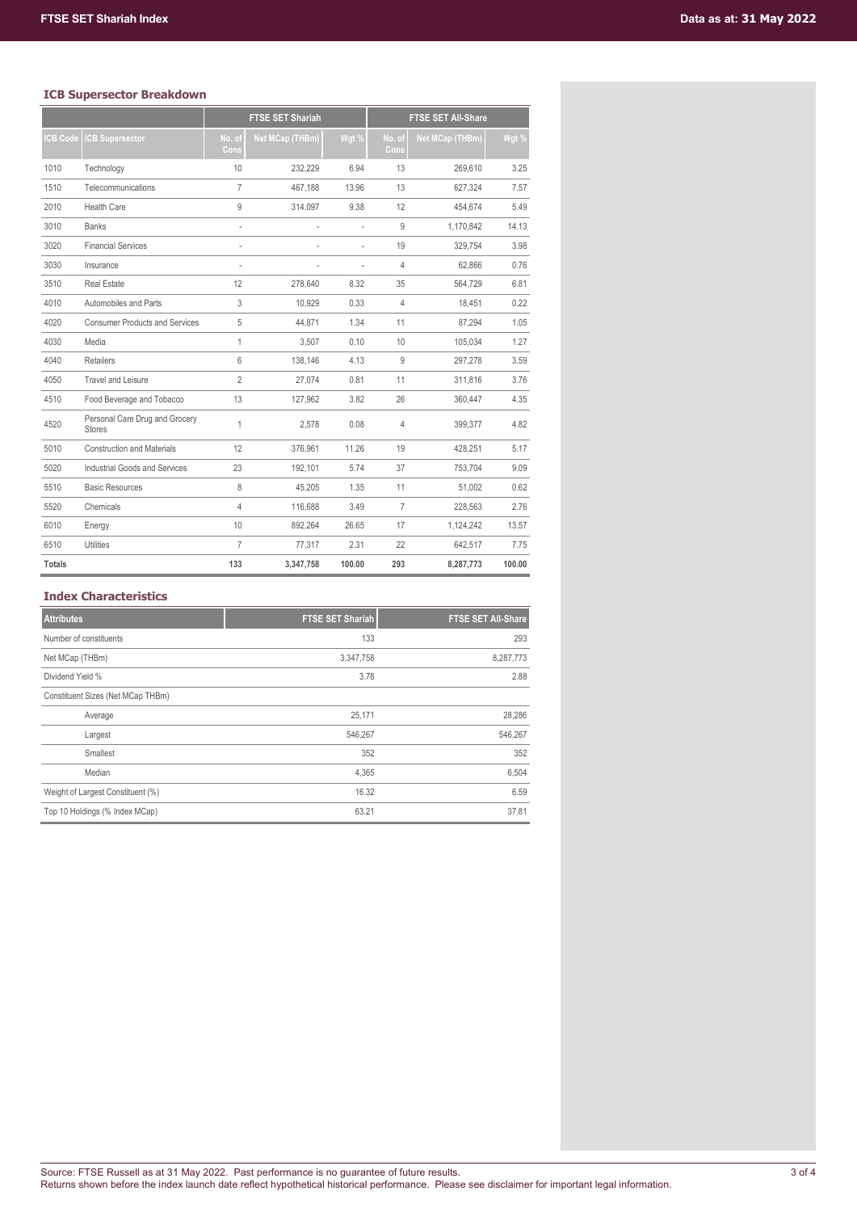## ICB Supersector Breakdown

| | | FTSE SET Shariah | | | FTSE SET All-Share | | |
|---|---|---|---|---|---|---|---|
| ICB Code | ICB Supersector | No. of Cons | Net MCap (THBm) | Wgt % | No. of Cons | Net MCap (THBm) | Wgt % |
| 1010 | Technology | 10 | 232,229 | 6.94 | 13 | 269,610 | 3.25 |
| 1510 | Telecommunications | 7 | 467,188 | 13.96 | 13 | 627,324 | 7.57 |
| 2010 | Health Care | 9 | 314,097 | 9.38 | 12 | 454,674 | 5.49 |
| 3010 | Banks | - | - | - | 9 | 1,170,842 | 14.13 |
| 3020 | Financial Services | - | - | - | 19 | 329,754 | 3.98 |
| 3030 | Insurance | - | - | - | 4 | 62,866 | 0.76 |
| 3510 | Real Estate | 12 | 278,640 | 8.32 | 35 | 564,729 | 6.81 |
| 4010 | Automobiles and Parts | 3 | 10,929 | 0.33 | 4 | 18,451 | 0.22 |
| 4020 | Consumer Products and Services | 5 | 44,871 | 1.34 | 11 | 87,294 | 1.05 |
| 4030 | Media | 1 | 3,507 | 0.10 | 10 | 105,034 | 1.27 |
| 4040 | Retailers | 6 | 138,146 | 4.13 | 9 | 297,278 | 3.59 |
| 4050 | Travel and Leisure | 2 | 27,074 | 0.81 | 11 | 311,816 | 3.76 |
| 4510 | Food Beverage and Tobacco | 13 | 127,962 | 3.82 | 26 | 360,447 | 4.35 |
| 4520 | Personal Care Drug and Grocery Stores | 1 | 2,578 | 0.08 | 4 | 399,377 | 4.82 |
| 5010 | Construction and Materials | 12 | 376,961 | 11.26 | 19 | 428,251 | 5.17 |
| 5020 | Industrial Goods and Services | 23 | 192,101 | 5.74 | 37 | 753,704 | 9.09 |
| 5510 | Basic Resources | 8 | 45,205 | 1.35 | 11 | 51,002 | 0.62 |
| 5520 | Chemicals | 4 | 116,688 | 3.49 | 7 | 228,563 | 2.76 |
| 6010 | Energy | 10 | 892,264 | 26.65 | 17 | 1,124,242 | 13.57 |
| 6510 | Utilities | 7 | 77,317 | 2.31 | 22 | 642,517 | 7.75 |
| **Totals** | | **133** | **3,347,758** | **100.00** | **293** | **8,287,773** | **100.00** |

## Index Characteristics

| Attributes | FTSE SET Shariah | FTSE SET All-Share |
|---|---|---|
| Number of constituents | 133 | 293 |
| Net MCap (THBm) | 3,347,758 | 8,287,773 |
| Dividend Yield % | 3.78 | 2.88 |
| Constituent Sizes (Net MCap THBm) | | |
| Average | 25,171 | 28,286 |
| Largest | 546,267 | 546,267 |
| Smallest | 352 | 352 |
| Median | 4,365 | 6,504 |
| Weight of Largest Constituent (%) | 16.32 | 6.59 |
| Top 10 Holdings (% Index MCap) | 63.21 | 37.81 |

Source: FTSE Russell as at 31 May 2022. Past performance is no guarantee of future results.
Returns shown before the index launch date reflect hypothetical historical performance. Please see disclaimer for important legal information.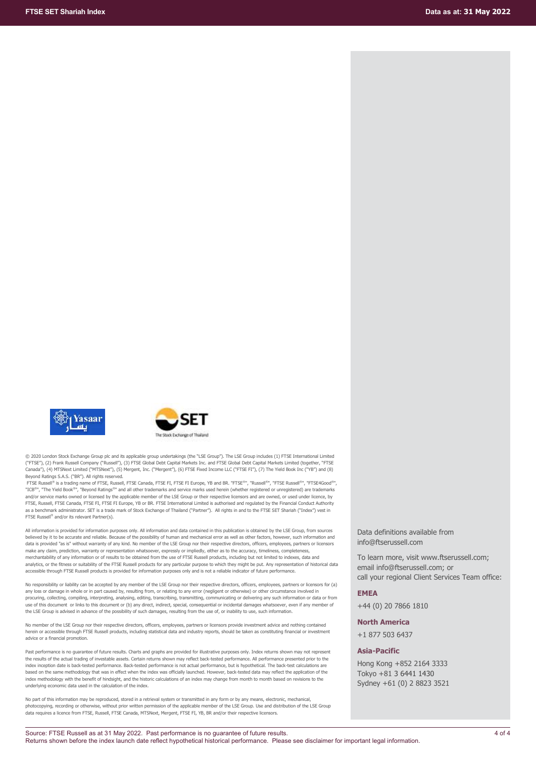© 2020 London Stock Exchange Group plc and its applicable group undertakings (the "LSE Group"). The LSE Group includes (1) FTSE International Limited ("FTSE"), (2) Frank Russell Company ("Russell"), (3) FTSE Global Debt Capital Markets Inc. and FTSE Global Debt Capital Markets Limited (together, "FTSE Canada"), (4) MTSNext Limited ("MTSNext"), (5) Mergent, Inc. ("Mergent"), (6) FTSE Fixed Income LLC ("FTSE FI"), (7) The Yield Book Inc ("YB") and (8) Beyond Ratings S.A.S. ("BR"). All rights reserved.

FTSE Russell® is a trading name of FTSE, Russell, FTSE Canada, FTSE FI, FTSE FI Europe, YB and BR. "FTSE®", "Russell®", "FTSE Russell®", "FTSE4Good®", "ICB®", "The Yield Book®", "Beyond Ratings®" and all other trademarks and service marks used herein (whether registered or unregistered) are trademarks and/or service marks owned or licensed by the applicable member of the LSE Group or their respective licensors and are owned, or used under licence, by FTSE, Russell, FTSE Canada, FTSE FI, FTSE FI Europe, YB or BR. FTSE International Limited is authorised and regulated by the Financial Conduct Authority as a benchmark administrator. SET is a trade mark of Stock Exchange of Thailand ("Partner"). All rights in and to the FTSE SET Shariah ("Index") vest in FTSE Russell® and/or its relevant Partner(s).

All information is provided for information purposes only. All information and data contained in this publication is obtained by the LSE Group, from sources believed by it to be accurate and reliable. Because of the possibility of human and mechanical error as well as other factors, however, such information and data is provided "as is" without warranty of any kind. No member of the LSE Group nor their respective directors, officers, employees, partners or licensors make any claim, prediction, warranty or representation whatsoever, expressly or impliedly, either as to the accuracy, timeliness, completeness, merchantability of any information or of results to be obtained from the use of FTSE Russell products, including but not limited to indexes, data and analytics, or the fitness or suitability of the FTSE Russell products for any particular purpose to which they might be put. Any representation of historical data accessible through FTSE Russell products is provided for information purposes only and is not a reliable indicator of future performance.

No responsibility or liability can be accepted by any member of the LSE Group nor their respective directors, officers, employees, partners or licensors for (a) any loss or damage in whole or in part caused by, resulting from, or relating to any error (negligent or otherwise) or other circumstance involved in procuring, collecting, compiling, interpreting, analysing, editing, transcribing, transmitting, communicating or delivering any such information or data or from use of this document or links to this document or (b) any direct, indirect, special, consequential or incidental damages whatsoever, even if any member of the LSE Group is advised in advance of the possibility of such damages, resulting from the use of, or inability to use, such information.

No member of the LSE Group nor their respective directors, officers, employees, partners or licensors provide investment advice and nothing contained herein or accessible through FTSE Russell products, including statistical data and industry reports, should be taken as constituting financial or investment advice or a financial promotion.

Past performance is no guarantee of future results. Charts and graphs are provided for illustrative purposes only. Index returns shown may not represent the results of the actual trading of investable assets. Certain returns shown may reflect back-tested performance. All performance presented prior to the index inception date is back-tested performance. Back-tested performance is not actual performance, but is hypothetical. The back-test calculations are based on the same methodology that was in effect when the index was officially launched. However, back-tested data may reflect the application of the index methodology with the benefit of hindsight, and the historic calculations of an index may change from month to month based on revisions to the underlying economic data used in the calculation of the index.

No part of this information may be reproduced, stored in a retrieval system or transmitted in any form or by any means, electronic, mechanical, photocopying, recording or otherwise, without prior written permission of the applicable member of the LSE Group. Use and distribution of the LSE Group data requires a licence from FTSE, Russell, FTSE Canada, MTSNext, Mergent, FTSE FI, YB, BR and/or their respective licensors.

Data definitions available from info@ftserussell.com

To learn more, visit www.ftserussell.com; email info@ftserussell.com; or call your regional Client Services Team office:

**EMEA**

+44 (0) 20 7866 1810

**North America**

+1 877 503 6437

**Asia-Pacific**

Hong Kong +852 2164 3333
Tokyo +81 3 6441 1430
Sydney +61 (0) 2 8823 3521

Source: FTSE Russell as at 31 May 2022. Past performance is no guarantee of future results.
Returns shown before the index launch date reflect hypothetical historical performance. Please see disclaimer for important legal information.